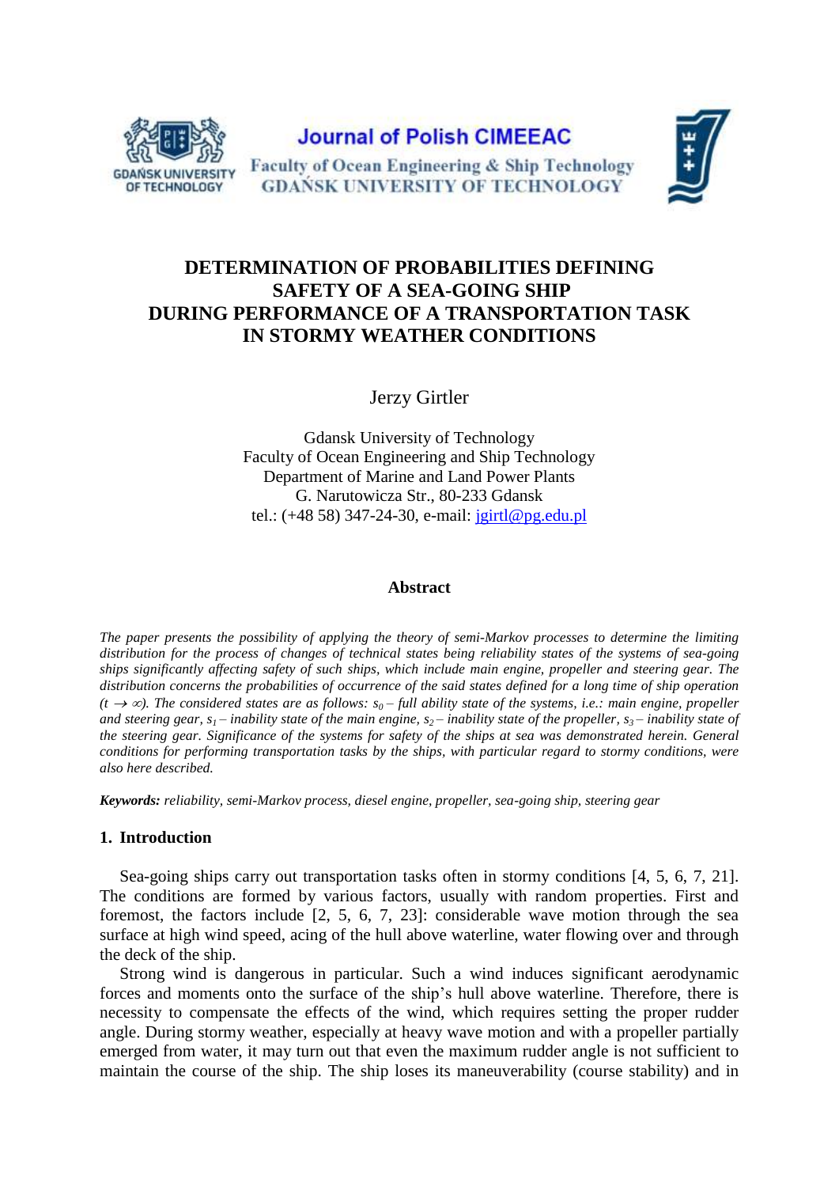Journal of Polish CIMEEAC

Faculty of Ocean Engineering & Ship Technology
GDAŃSK UNIVERSITY OF TECHNOLOGY

# DETERMINATION OF PROBABILITIES DEFINING SAFETY OF A SEA-GOING SHIP DURING PERFORMANCE OF A TRANSPORTATION TASK IN STORMY WEATHER CONDITIONS

Jerzy Girtler

Gdansk University of Technology
Faculty of Ocean Engineering and Ship Technology
Department of Marine and Land Power Plants
G. Narutowicza Str., 80-233 Gdansk
tel.: (+48 58) 347-24-30, e-mail: jgirtl@pg.edu.pl

## Abstract

*The paper presents the possibility of applying the theory of semi-Markov processes to determine the limiting distribution for the process of changes of technical states being reliability states of the systems of sea-going ships significantly affecting safety of such ships, which include main engine, propeller and steering gear. The distribution concerns the probabilities of occurrence of the said states defined for a long time of ship operation ($t \to \infty$). The considered states are as follows: $s_0$ – full ability state of the systems, i.e.: main engine, propeller and steering gear, $s_1$ – inability state of the main engine, $s_2$ – inability state of the propeller, $s_3$ – inability state of the steering gear. Significance of the systems for safety of the ships at sea was demonstrated herein. General conditions for performing transportation tasks by the ships, with particular regard to stormy conditions, were also here described.*

***Keywords:*** *reliability, semi-Markov process, diesel engine, propeller, sea-going ship, steering gear*

## 1. Introduction

Sea-going ships carry out transportation tasks often in stormy conditions [4, 5, 6, 7, 21]. The conditions are formed by various factors, usually with random properties. First and foremost, the factors include [2, 5, 6, 7, 23]: considerable wave motion through the sea surface at high wind speed, acing of the hull above waterline, water flowing over and through the deck of the ship.

Strong wind is dangerous in particular. Such a wind induces significant aerodynamic forces and moments onto the surface of the ship's hull above waterline. Therefore, there is necessity to compensate the effects of the wind, which requires setting the proper rudder angle. During stormy weather, especially at heavy wave motion and with a propeller partially emerged from water, it may turn out that even the maximum rudder angle is not sufficient to maintain the course of the ship. The ship loses its maneuverability (course stability) and in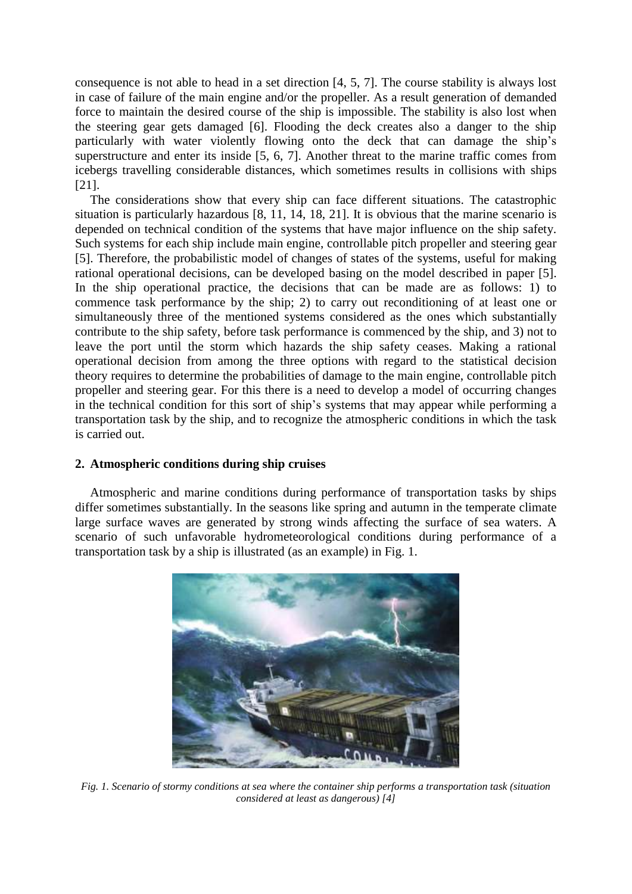consequence is not able to head in a set direction [4, 5, 7]. The course stability is always lost in case of failure of the main engine and/or the propeller. As a result generation of demanded force to maintain the desired course of the ship is impossible. The stability is also lost when the steering gear gets damaged [6]. Flooding the deck creates also a danger to the ship particularly with water violently flowing onto the deck that can damage the ship's superstructure and enter its inside [5, 6, 7]. Another threat to the marine traffic comes from icebergs travelling considerable distances, which sometimes results in collisions with ships [21].

The considerations show that every ship can face different situations. The catastrophic situation is particularly hazardous [8, 11, 14, 18, 21]. It is obvious that the marine scenario is depended on technical condition of the systems that have major influence on the ship safety. Such systems for each ship include main engine, controllable pitch propeller and steering gear [5]. Therefore, the probabilistic model of changes of states of the systems, useful for making rational operational decisions, can be developed basing on the model described in paper [5]. In the ship operational practice, the decisions that can be made are as follows: 1) to commence task performance by the ship; 2) to carry out reconditioning of at least one or simultaneously three of the mentioned systems considered as the ones which substantially contribute to the ship safety, before task performance is commenced by the ship, and 3) not to leave the port until the storm which hazards the ship safety ceases. Making a rational operational decision from among the three options with regard to the statistical decision theory requires to determine the probabilities of damage to the main engine, controllable pitch propeller and steering gear. For this there is a need to develop a model of occurring changes in the technical condition for this sort of ship's systems that may appear while performing a transportation task by the ship, and to recognize the atmospheric conditions in which the task is carried out.

## 2. Atmospheric conditions during ship cruises

Atmospheric and marine conditions during performance of transportation tasks by ships differ sometimes substantially. In the seasons like spring and autumn in the temperate climate large surface waves are generated by strong winds affecting the surface of sea waters. A scenario of such unfavorable hydrometeorological conditions during performance of a transportation task by a ship is illustrated (as an example) in Fig. 1.

*Fig. 1. Scenario of stormy conditions at sea where the container ship performs a transportation task (situation considered at least as dangerous) [4]*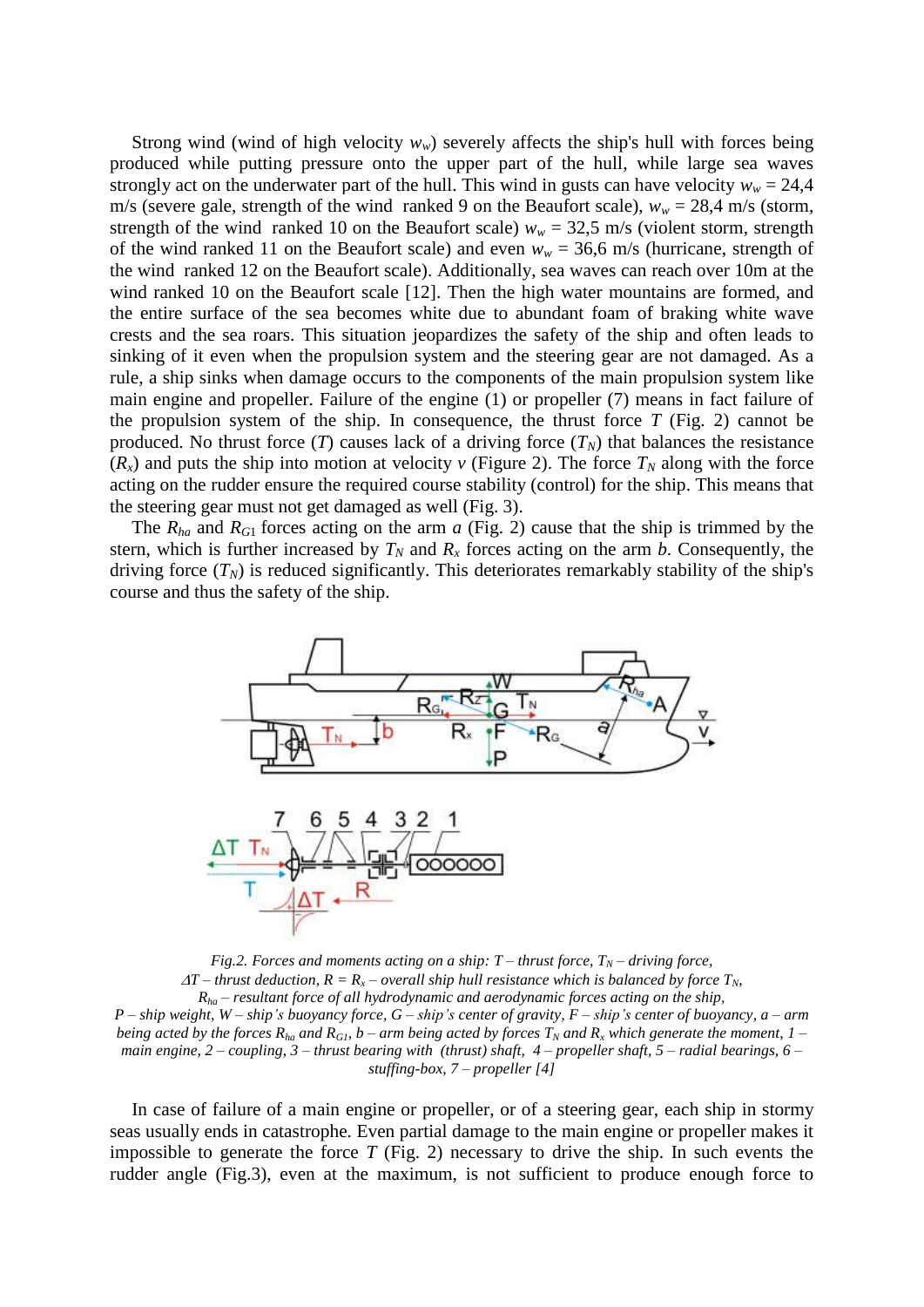Strong wind (wind of high velocity $w_w$) severely affects the ship's hull with forces being produced while putting pressure onto the upper part of the hull, while large sea waves strongly act on the underwater part of the hull. This wind in gusts can have velocity $w_w$ = 24,4 m/s (severe gale, strength of the wind ranked 9 on the Beaufort scale), $w_w$ = 28,4 m/s (storm, strength of the wind ranked 10 on the Beaufort scale) $w_w$ = 32,5 m/s (violent storm, strength of the wind ranked 11 on the Beaufort scale) and even $w_w$ = 36,6 m/s (hurricane, strength of the wind ranked 12 on the Beaufort scale). Additionally, sea waves can reach over 10m at the wind ranked 10 on the Beaufort scale [12]. Then the high water mountains are formed, and the entire surface of the sea becomes white due to abundant foam of braking white wave crests and the sea roars. This situation jeopardizes the safety of the ship and often leads to sinking of it even when the propulsion system and the steering gear are not damaged. As a rule, a ship sinks when damage occurs to the components of the main propulsion system like main engine and propeller. Failure of the engine (1) or propeller (7) means in fact failure of the propulsion system of the ship. In consequence, the thrust force $T$ (Fig. 2) cannot be produced. No thrust force ($T$) causes lack of a driving force ($T_N$) that balances the resistance ($R_x$) and puts the ship into motion at velocity $v$ (Figure 2). The force $T_N$ along with the force acting on the rudder ensure the required course stability (control) for the ship. This means that the steering gear must not get damaged as well (Fig. 3).

The $R_{ha}$ and $R_{G1}$ forces acting on the arm $a$ (Fig. 2) cause that the ship is trimmed by the stern, which is further increased by $T_N$ and $R_x$ forces acting on the arm $b$. Consequently, the driving force ($T_N$) is reduced significantly. This deteriorates remarkably stability of the ship's course and thus the safety of the ship.

*Fig.2. Forces and moments acting on a ship: $T$ – thrust force, $T_N$ – driving force, $\Delta T$ – thrust deduction, $R = R_x$ – overall ship hull resistance which is balanced by force $T_N$, $R_{ha}$ – resultant force of all hydrodynamic and aerodynamic forces acting on the ship, $P$ – ship weight, $W$ – ship's buoyancy force, $G$ – ship's center of gravity, $F$ – ship's center of buoyancy, $a$ – arm being acted by the forces $R_{ha}$ and $R_{G1}$, $b$ – arm being acted by forces $T_N$ and $R_x$ which generate the moment, 1 – main engine, 2 – coupling, 3 – thrust bearing with (thrust) shaft, 4 – propeller shaft, 5 – radial bearings, 6 – stuffing-box, 7 – propeller [4]*

In case of failure of a main engine or propeller, or of a steering gear, each ship in stormy seas usually ends in catastrophe. Even partial damage to the main engine or propeller makes it impossible to generate the force $T$ (Fig. 2) necessary to drive the ship. In such events the rudder angle (Fig.3), even at the maximum, is not sufficient to produce enough force to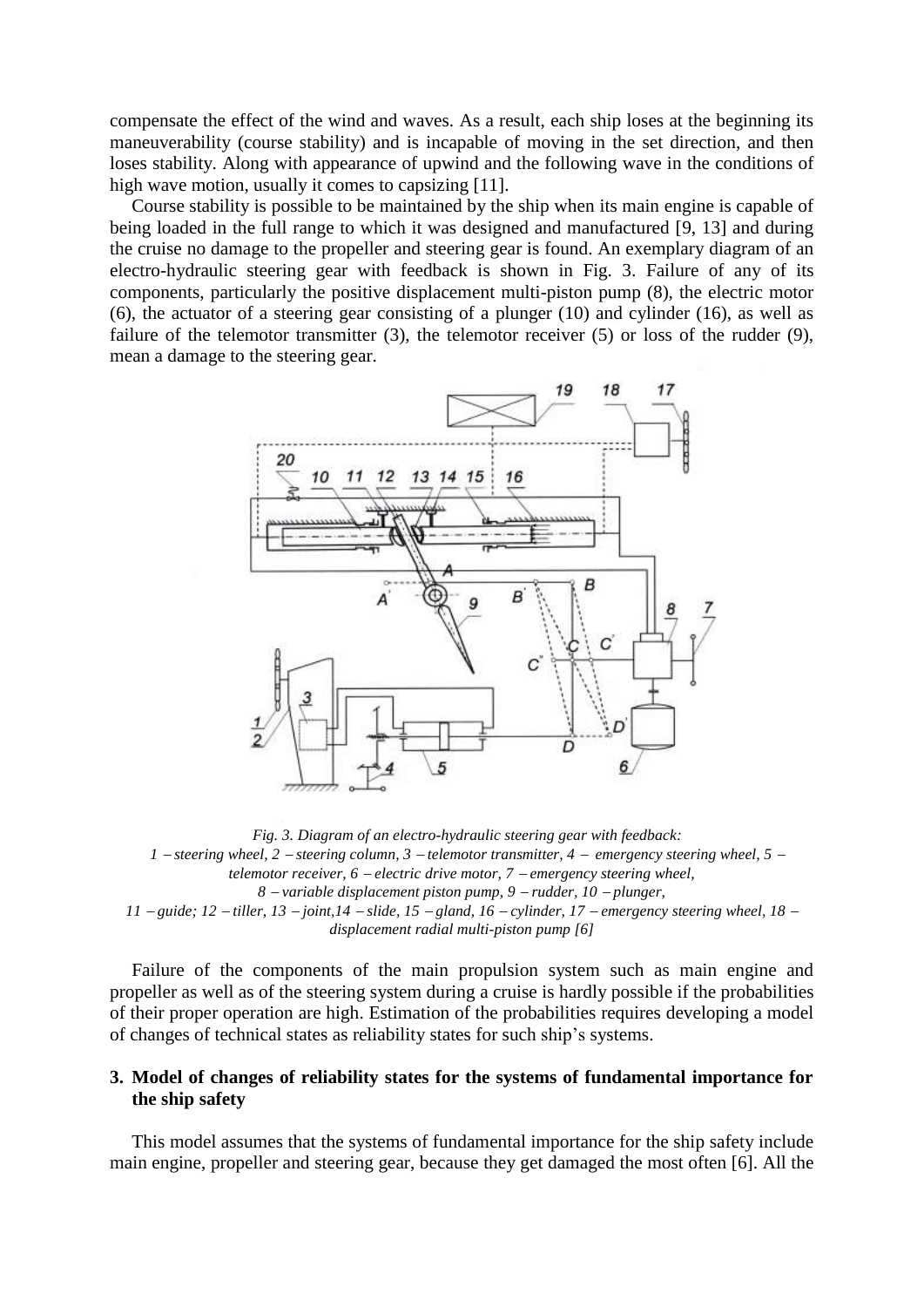compensate the effect of the wind and waves. As a result, each ship loses at the beginning its maneuverability (course stability) and is incapable of moving in the set direction, and then loses stability. Along with appearance of upwind and the following wave in the conditions of high wave motion, usually it comes to capsizing [11].

Course stability is possible to be maintained by the ship when its main engine is capable of being loaded in the full range to which it was designed and manufactured [9, 13] and during the cruise no damage to the propeller and steering gear is found. An exemplary diagram of an electro-hydraulic steering gear with feedback is shown in Fig. 3. Failure of any of its components, particularly the positive displacement multi-piston pump (8), the electric motor (6), the actuator of a steering gear consisting of a plunger (10) and cylinder (16), as well as failure of the telemotor transmitter (3), the telemotor receiver (5) or loss of the rudder (9), mean a damage to the steering gear.

*Fig. 3. Diagram of an electro-hydraulic steering gear with feedback: 1 – steering wheel, 2 – steering column, 3 – telemotor transmitter, 4 – emergency steering wheel, 5 – telemotor receiver, 6 – electric drive motor, 7 – emergency steering wheel, 8 – variable displacement piston pump, 9 – rudder, 10 – plunger, 11 – guide; 12 – tiller, 13 – joint,14 – slide, 15 – gland, 16 – cylinder, 17 – emergency steering wheel, 18 – displacement radial multi-piston pump [6]*

Failure of the components of the main propulsion system such as main engine and propeller as well as of the steering system during a cruise is hardly possible if the probabilities of their proper operation are high. Estimation of the probabilities requires developing a model of changes of technical states as reliability states for such ship's systems.

## 3. Model of changes of reliability states for the systems of fundamental importance for the ship safety

This model assumes that the systems of fundamental importance for the ship safety include main engine, propeller and steering gear, because they get damaged the most often [6]. All the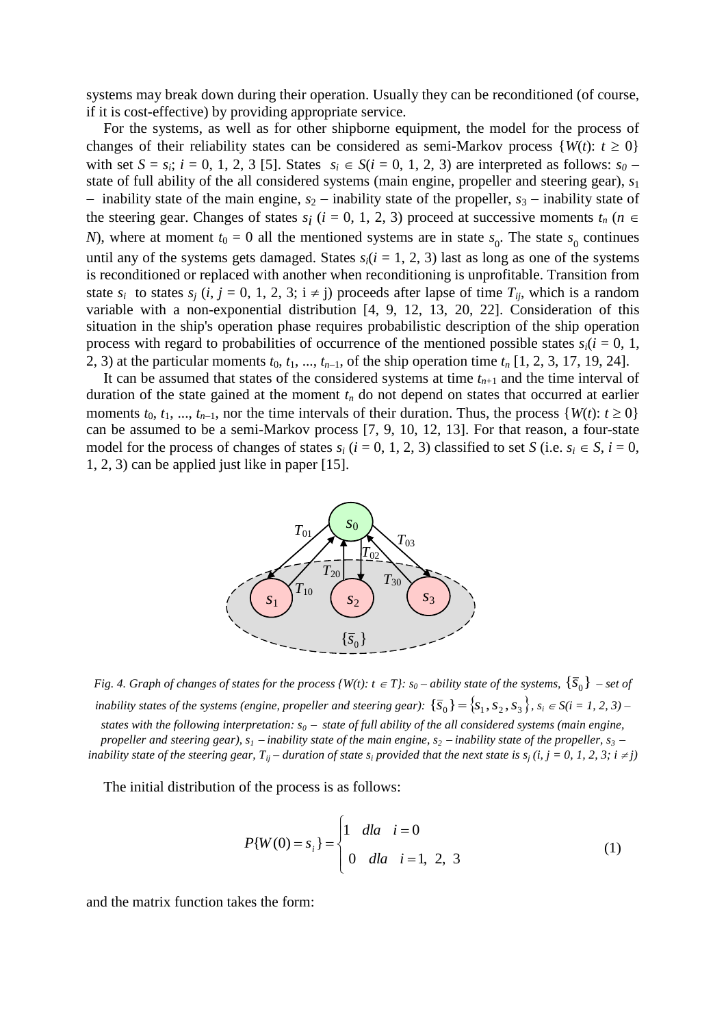systems may break down during their operation. Usually they can be reconditioned (of course, if it is cost-effective) by providing appropriate service.

For the systems, as well as for other shipborne equipment, the model for the process of changes of their reliability states can be considered as semi-Markov process $\{W(t): t \geq 0\}$ with set $S = s_i$; $i = 0, 1, 2, 3$ [5]. States $s_i \in S(i = 0, 1, 2, 3)$ are interpreted as follows: $s_0$ – state of full ability of the all considered systems (main engine, propeller and steering gear), $s_1$ – inability state of the main engine, $s_2$ – inability state of the propeller, $s_3$ – inability state of the steering gear. Changes of states $s_i$ $(i = 0, 1, 2, 3)$ proceed at successive moments $t_n$ $(n \in N)$, where at moment $t_0 = 0$ all the mentioned systems are in state $s_0$. The state $s_0$ continues until any of the systems gets damaged. States $s_i(i = 1, 2, 3)$ last as long as one of the systems is reconditioned or replaced with another when reconditioning is unprofitable. Transition from state $s_i$ to states $s_j$ $(i, j = 0, 1, 2, 3;\ i \neq j)$ proceeds after lapse of time $T_{ij}$, which is a random variable with a non-exponential distribution [4, 9, 12, 13, 20, 22]. Consideration of this situation in the ship's operation phase requires probabilistic description of the ship operation process with regard to probabilities of occurrence of the mentioned possible states $s_i(i = 0, 1, 2, 3)$ at the particular moments $t_0, t_1, ..., t_{n-1}$, of the ship operation time $t_n$ [1, 2, 3, 17, 19, 24].

It can be assumed that states of the considered systems at time $t_{n+1}$ and the time interval of duration of the state gained at the moment $t_n$ do not depend on states that occurred at earlier moments $t_0, t_1, ..., t_{n-1}$, nor the time intervals of their duration. Thus, the process $\{W(t): t \geq 0\}$ can be assumed to be a semi-Markov process [7, 9, 10, 12, 13]. For that reason, a four-state model for the process of changes of states $s_i$ $(i = 0, 1, 2, 3)$ classified to set $S$ (i.e. $s_i \in S$, $i = 0, 1, 2, 3$) can be applied just like in paper [15].

*Fig. 4. Graph of changes of states for the process $\{W(t): t \in T\}$: $s_0$ – ability state of the systems, $\{\bar{s}_0\}$ – set of inability states of the systems (engine, propeller and steering gear): $\{\bar{s}_0\} = \{s_1, s_2, s_3\}$, $s_i \in S(i = 1, 2, 3)$ – states with the following interpretation: $s_0$ – state of full ability of the all considered systems (main engine, propeller and steering gear), $s_1$ – inability state of the main engine, $s_2$ – inability state of the propeller, $s_3$ – inability state of the steering gear, $T_{ij}$ – duration of state $s_i$ provided that the next state is $s_j$ $(i, j = 0, 1, 2, 3;\ i \neq j)$*

The initial distribution of the process is as follows:

$$P\{W(0) = s_i\} = \begin{cases} 1 \quad dla \quad i = 0 \\ 0 \quad dla \quad i = 1,\ 2,\ 3 \end{cases} \tag{1}$$

and the matrix function takes the form: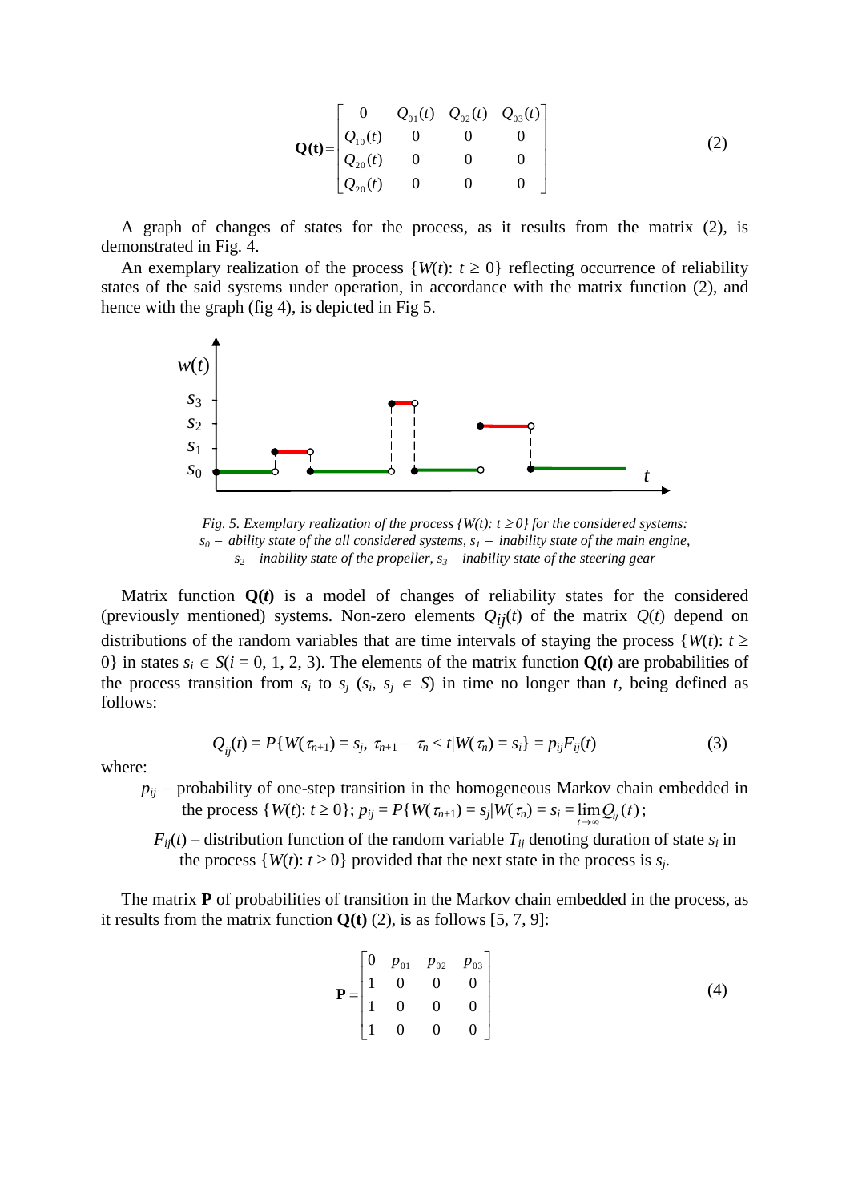$$\mathbf{Q(t)} = \begin{bmatrix} 0 & Q_{01}(t) & Q_{02}(t) & Q_{03}(t) \\ Q_{10}(t) & 0 & 0 & 0 \\ Q_{20}(t) & 0 & 0 & 0 \\ Q_{20}(t) & 0 & 0 & 0 \end{bmatrix} \tag{2}$$

A graph of changes of states for the process, as it results from the matrix (2), is demonstrated in Fig. 4.

An exemplary realization of the process $\{W(t): t \geq 0\}$ reflecting occurrence of reliability states of the said systems under operation, in accordance with the matrix function (2), and hence with the graph (fig 4), is depicted in Fig 5.

*Fig. 5. Exemplary realization of the process $\{W(t): t \geq 0\}$ for the considered systems: $s_0$ – ability state of the all considered systems, $s_1$ – inability state of the main engine, $s_2$ – inability state of the propeller, $s_3$ – inability state of the steering gear*

Matrix function $\mathbf{Q}(t)$ is a model of changes of reliability states for the considered (previously mentioned) systems. Non-zero elements $Q_{ij}(t)$ of the matrix $Q(t)$ depend on distributions of the random variables that are time intervals of staying the process $\{W(t): t \geq 0\}$ in states $s_i \in S(i = 0, 1, 2, 3)$. The elements of the matrix function $\mathbf{Q}(t)$ are probabilities of the process transition from $s_i$ to $s_j$ ($s_i$, $s_j \in S$) in time no longer than $t$, being defined as follows:

$$Q_{ij}(t) = P\{W(\tau_{n+1}) = s_j,\ \tau_{n+1} - \tau_n < t | W(\tau_n) = s_i\} = p_{ij}F_{ij}(t) \tag{3}$$

where:

$p_{ij}$ – probability of one-step transition in the homogeneous Markov chain embedded in the process $\{W(t): t \geq 0\}$; $p_{ij} = P\{W(\tau_{n+1}) = s_j | W(\tau_n) = s_i = \lim_{t \to \infty} Q_{ij}(t)$;

$F_{ij}(t)$ – distribution function of the random variable $T_{ij}$ denoting duration of state $s_i$ in the process $\{W(t): t \geq 0\}$ provided that the next state in the process is $s_j$.

The matrix $\mathbf{P}$ of probabilities of transition in the Markov chain embedded in the process, as it results from the matrix function $\mathbf{Q(t)}$ (2), is as follows [5, 7, 9]:

$$\mathbf{P} = \begin{bmatrix} 0 & p_{01} & p_{02} & p_{03} \\ 1 & 0 & 0 & 0 \\ 1 & 0 & 0 & 0 \\ 1 & 0 & 0 & 0 \end{bmatrix} \tag{4}$$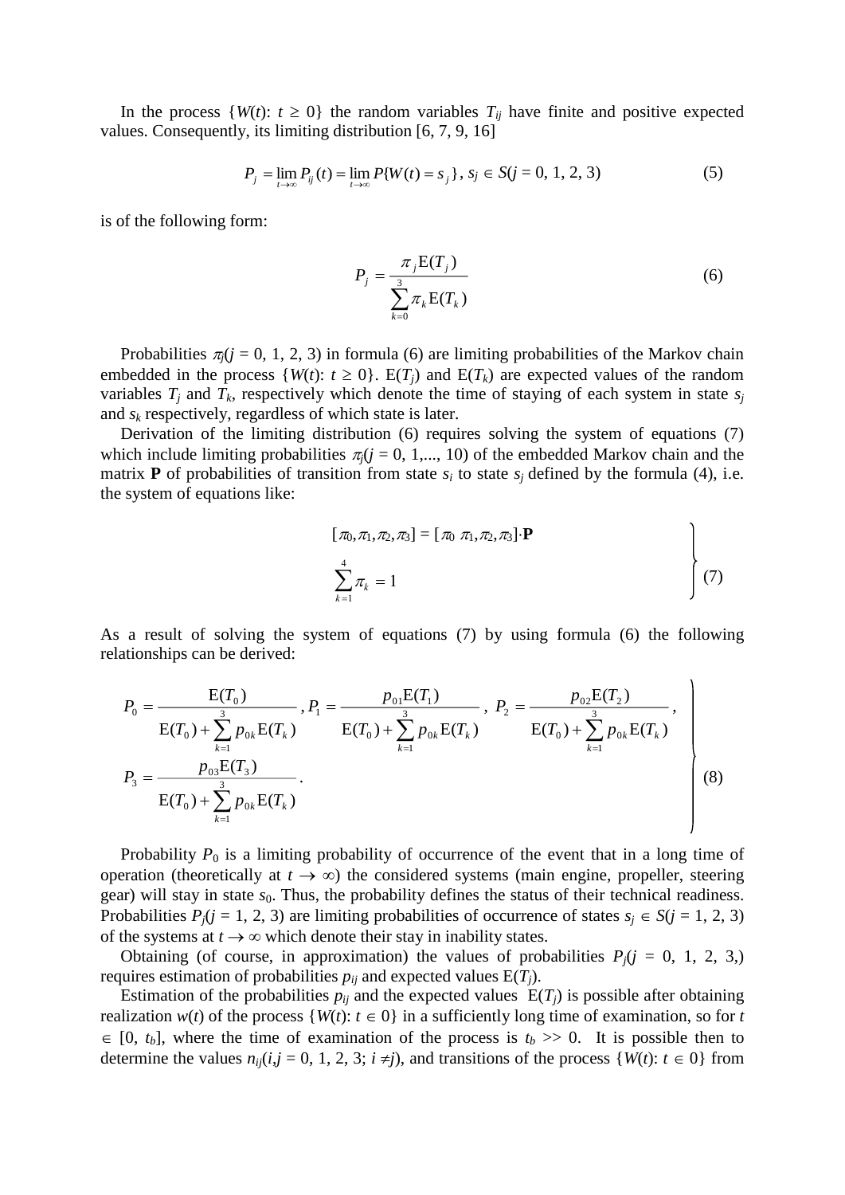In the process $\{W(t): t \geq 0\}$ the random variables $T_{ij}$ have finite and positive expected values. Consequently, its limiting distribution [6, 7, 9, 16]

$$P_j = \lim_{t \to \infty} P_{ij}(t) = \lim_{t \to \infty} P\{W(t) = s_j\}, \; s_j \in S (j = 0, 1, 2, 3) \tag{5}$$

is of the following form:

$$P_j = \frac{\pi_j \mathrm{E}(T_j)}{\sum_{k=0}^{3} \pi_k \mathrm{E}(T_k)} \tag{6}$$

Probabilities $\pi_j (j = 0, 1, 2, 3)$ in formula (6) are limiting probabilities of the Markov chain embedded in the process $\{W(t): t \geq 0\}$. $\mathrm{E}(T_j)$ and $\mathrm{E}(T_k)$ are expected values of the random variables $T_j$ and $T_k$, respectively which denote the time of staying of each system in state $s_j$ and $s_k$ respectively, regardless of which state is later.

Derivation of the limiting distribution (6) requires solving the system of equations (7) which include limiting probabilities $\pi_j (j = 0, 1,..., 10)$ of the embedded Markov chain and the matrix **P** of probabilities of transition from state $s_i$ to state $s_j$ defined by the formula (4), i.e. the system of equations like:

$$\left. \begin{array}{l} [\pi_0, \pi_1, \pi_2, \pi_3] = [\pi_0 \; \pi_1, \pi_2, \pi_3] \cdot \mathbf{P} \\ \sum_{k=1}^{4} \pi_k = 1 \end{array} \right\} \tag{7}$$

As a result of solving the system of equations (7) by using formula (6) the following relationships can be derived:

$$\left. \begin{array}{l} P_0 = \dfrac{\mathrm{E}(T_0)}{\mathrm{E}(T_0) + \sum_{k=1}^{3} p_{0k} \mathrm{E}(T_k)}, \; P_1 = \dfrac{p_{01} \mathrm{E}(T_1)}{\mathrm{E}(T_0) + \sum_{k=1}^{3} p_{0k} \mathrm{E}(T_k)}, \; P_2 = \dfrac{p_{02} \mathrm{E}(T_2)}{\mathrm{E}(T_0) + \sum_{k=1}^{3} p_{0k} \mathrm{E}(T_k)}, \\ P_3 = \dfrac{p_{03} \mathrm{E}(T_3)}{\mathrm{E}(T_0) + \sum_{k=1}^{3} p_{0k} \mathrm{E}(T_k)}. \end{array} \right\} \tag{8}$$

Probability $P_0$ is a limiting probability of occurrence of the event that in a long time of operation (theoretically at $t \to \infty$) the considered systems (main engine, propeller, steering gear) will stay in state $s_0$. Thus, the probability defines the status of their technical readiness. Probabilities $P_j (j = 1, 2, 3)$ are limiting probabilities of occurrence of states $s_j \in S (j = 1, 2, 3)$ of the systems at $t \to \infty$ which denote their stay in inability states.

Obtaining (of course, in approximation) the values of probabilities $P_j (j = 0, 1, 2, 3,)$ requires estimation of probabilities $p_{ij}$ and expected values $\mathrm{E}(T_j)$.

Estimation of the probabilities $p_{ij}$ and the expected values $\mathrm{E}(T_j)$ is possible after obtaining realization $w(t)$ of the process $\{W(t): t \in 0\}$ in a sufficiently long time of examination, so for $t \in [0, t_b]$, where the time of examination of the process is $t_b >> 0$. It is possible then to determine the values $n_{ij} (i,j = 0, 1, 2, 3; i \neq j)$, and transitions of the process $\{W(t): t \in 0\}$ from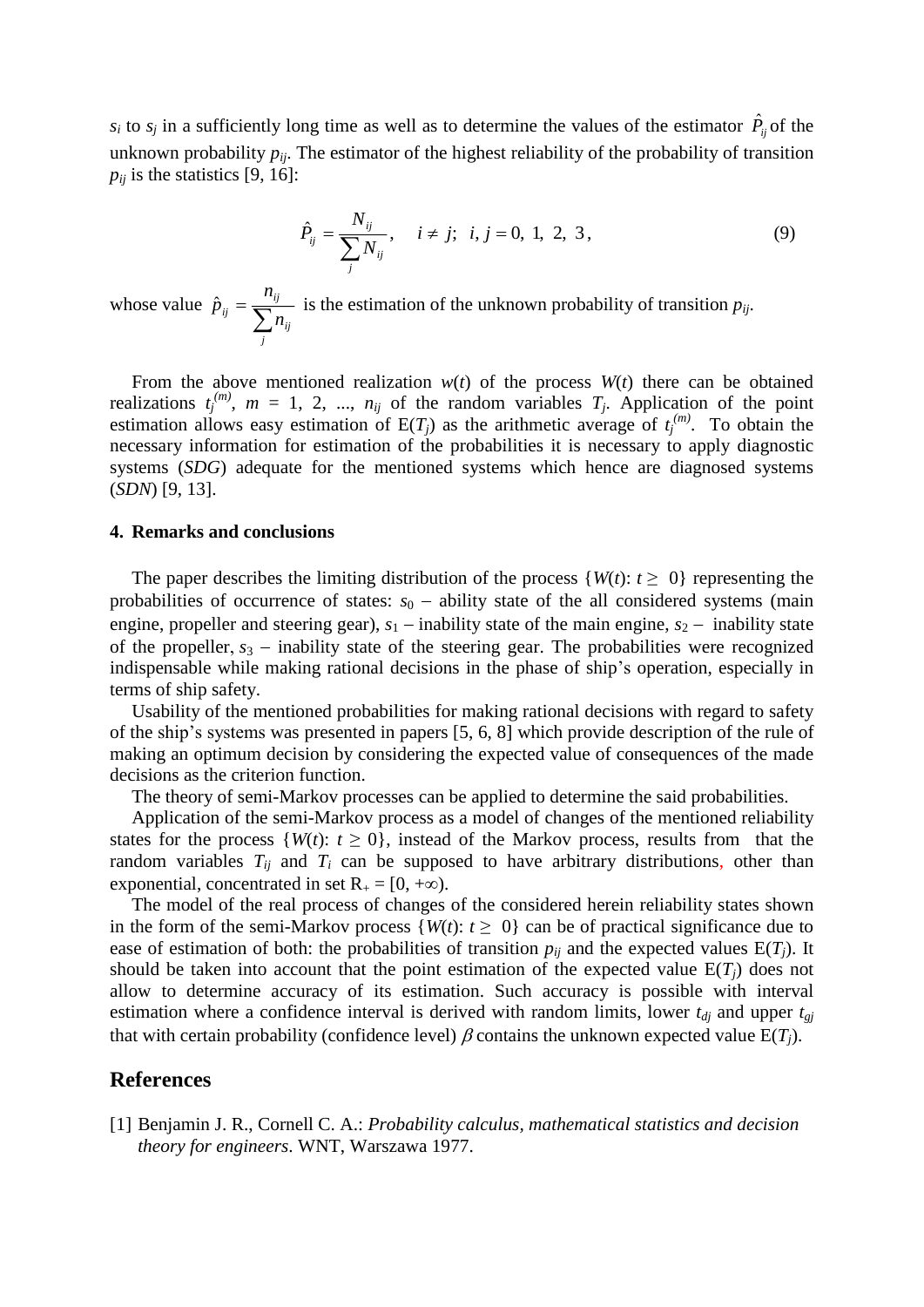$s_i$ to $s_j$ in a sufficiently long time as well as to determine the values of the estimator $\hat{P}_{ij}$ of the unknown probability $p_{ij}$. The estimator of the highest reliability of the probability of transition $p_{ij}$ is the statistics [9, 16]:

$$\hat{P}_{ij} = \frac{N_{ij}}{\sum_j N_{ij}}, \quad i \neq j; \;\; i, j = 0,\ 1,\ 2,\ 3, \tag{9}$$

whose value $\hat{p}_{ij} = \frac{n_{ij}}{\sum_j n_{ij}}$ is the estimation of the unknown probability of transition $p_{ij}$.

From the above mentioned realization $w(t)$ of the process $W(t)$ there can be obtained realizations $t_j^{(m)}$, $m = 1, 2, ..., n_{ij}$ of the random variables $T_j$. Application of the point estimation allows easy estimation of $E(T_j)$ as the arithmetic average of $t_j^{(m)}$. To obtain the necessary information for estimation of the probabilities it is necessary to apply diagnostic systems (*SDG*) adequate for the mentioned systems which hence are diagnosed systems (*SDN*) [9, 13].

### 4. Remarks and conclusions

The paper describes the limiting distribution of the process $\{W(t)\colon t \geq 0\}$ representing the probabilities of occurrence of states: $s_0$ – ability state of the all considered systems (main engine, propeller and steering gear), $s_1$ – inability state of the main engine, $s_2$ – inability state of the propeller, $s_3$ – inability state of the steering gear. The probabilities were recognized indispensable while making rational decisions in the phase of ship's operation, especially in terms of ship safety.

Usability of the mentioned probabilities for making rational decisions with regard to safety of the ship's systems was presented in papers [5, 6, 8] which provide description of the rule of making an optimum decision by considering the expected value of consequences of the made decisions as the criterion function.

The theory of semi-Markov processes can be applied to determine the said probabilities.

Application of the semi-Markov process as a model of changes of the mentioned reliability states for the process $\{W(t)\colon t \geq 0\}$, instead of the Markov process, results from that the random variables $T_{ij}$ and $T_i$ can be supposed to have arbitrary distributions, other than exponential, concentrated in set $R_+ = [0, +\infty)$.

The model of the real process of changes of the considered herein reliability states shown in the form of the semi-Markov process $\{W(t)\colon t \geq 0\}$ can be of practical significance due to ease of estimation of both: the probabilities of transition $p_{ij}$ and the expected values $E(T_j)$. It should be taken into account that the point estimation of the expected value $E(T_j)$ does not allow to determine accuracy of its estimation. Such accuracy is possible with interval estimation where a confidence interval is derived with random limits, lower $t_{dj}$ and upper $t_{gj}$ that with certain probability (confidence level) $\beta$ contains the unknown expected value $E(T_j)$.

## References

[1] Benjamin J. R., Cornell C. A.: *Probability calculus, mathematical statistics and decision theory for engineers*. WNT, Warszawa 1977.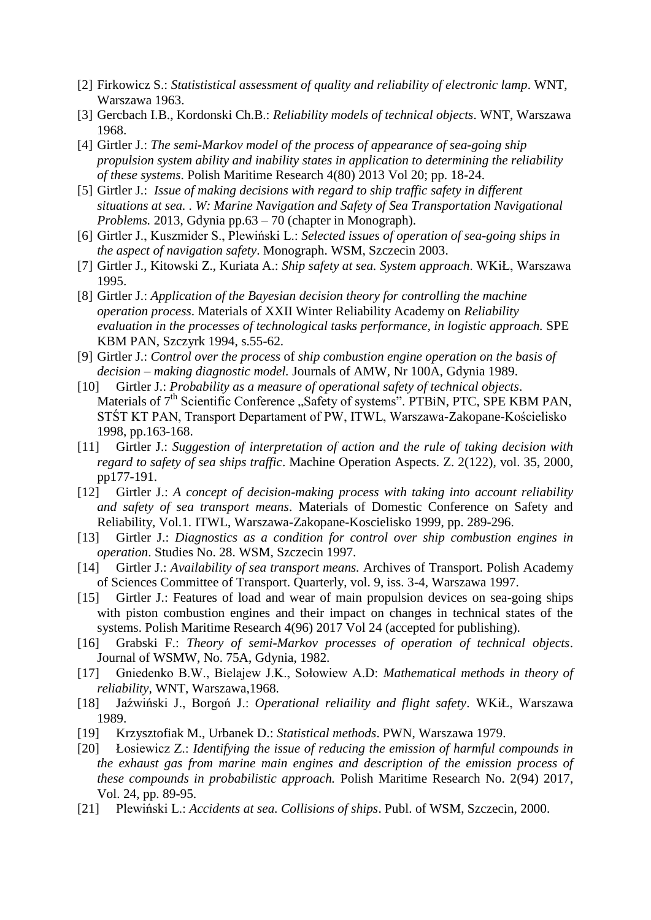[2] Firkowicz S.: *Statististical assessment of quality and reliability of electronic lamp*. WNT, Warszawa 1963.

[3] Gercbach I.B., Kordonski Ch.B.: *Reliability models of technical objects*. WNT, Warszawa 1968.

[4] Girtler J.: *The semi-Markov model of the process of appearance of sea-going ship propulsion system ability and inability states in application to determining the reliability of these systems*. Polish Maritime Research 4(80) 2013 Vol 20; pp. 18-24.

[5] Girtler J.: *Issue of making decisions with regard to ship traffic safety in different situations at sea. . W: Marine Navigation and Safety of Sea Transportation Navigational Problems.* 2013, Gdynia pp.63 – 70 (chapter in Monograph).

[6] Girtler J., Kuszmider S., Plewiński L.: *Selected issues of operation of sea-going ships in the aspect of navigation safety*. Monograph. WSM, Szczecin 2003.

[7] Girtler J., Kitowski Z., Kuriata A.: *Ship safety at sea. System approach*. WKiŁ, Warszawa 1995.

[8] Girtler J.: *Application of the Bayesian decision theory for controlling the machine operation process*. Materials of XXII Winter Reliability Academy on *Reliability evaluation in the processes of technological tasks performance, in logistic approach.* SPE KBM PAN, Szczyrk 1994, s.55-62.

[9] Girtler J.: *Control over the process* of *ship combustion engine operation on the basis of decision – making diagnostic model.* Journals of AMW, Nr 100A, Gdynia 1989.

[10] Girtler J.: *Probability as a measure of operational safety of technical objects*. Materials of 7th Scientific Conference „Safety of systems". PTBiN, PTC, SPE KBM PAN, STŚT KT PAN, Transport Departament of PW, ITWL, Warszawa-Zakopane-Kościelisko 1998, pp.163-168.

[11] Girtler J.: *Suggestion of interpretation of action and the rule of taking decision with regard to safety of sea ships traffic*. Machine Operation Aspects. Z. 2(122), vol. 35, 2000, pp177-191.

[12] Girtler J.: *A concept of decision-making process with taking into account reliability and safety of sea transport means*. Materials of Domestic Conference on Safety and Reliability, Vol.1. ITWL, Warszawa-Zakopane-Koscielisko 1999, pp. 289-296.

[13] Girtler J.: *Diagnostics as a condition for control over ship combustion engines in operation*. Studies No. 28. WSM, Szczecin 1997.

[14] Girtler J.: *Availability of sea transport means.* Archives of Transport. Polish Academy of Sciences Committee of Transport. Quarterly, vol. 9, iss. 3-4, Warszawa 1997.

[15] Girtler J.: Features of load and wear of main propulsion devices on sea-going ships with piston combustion engines and their impact on changes in technical states of the systems. Polish Maritime Research 4(96) 2017 Vol 24 (accepted for publishing).

[16] Grabski F.: *Theory of semi-Markov processes of operation of technical objects*. Journal of WSMW, No. 75A, Gdynia, 1982.

[17] Gniedenko B.W., Bielajew J.K., Sołowiew A.D: *Mathematical methods in theory of reliability,* WNT, Warszawa,1968.

[18] Jaźwiński J., Borgoń J.: *Operational reliaility and flight safety*. WKiŁ, Warszawa 1989.

[19] Krzysztofiak M., Urbanek D.: *Statistical methods*. PWN, Warszawa 1979.

[20] Łosiewicz Z.: *Identifying the issue of reducing the emission of harmful compounds in the exhaust gas from marine main engines and description of the emission process of these compounds in probabilistic approach.* Polish Maritime Research No. 2(94) 2017, Vol. 24, pp. 89-95.

[21] Plewiński L.: *Accidents at sea. Collisions of ships*. Publ. of WSM, Szczecin, 2000.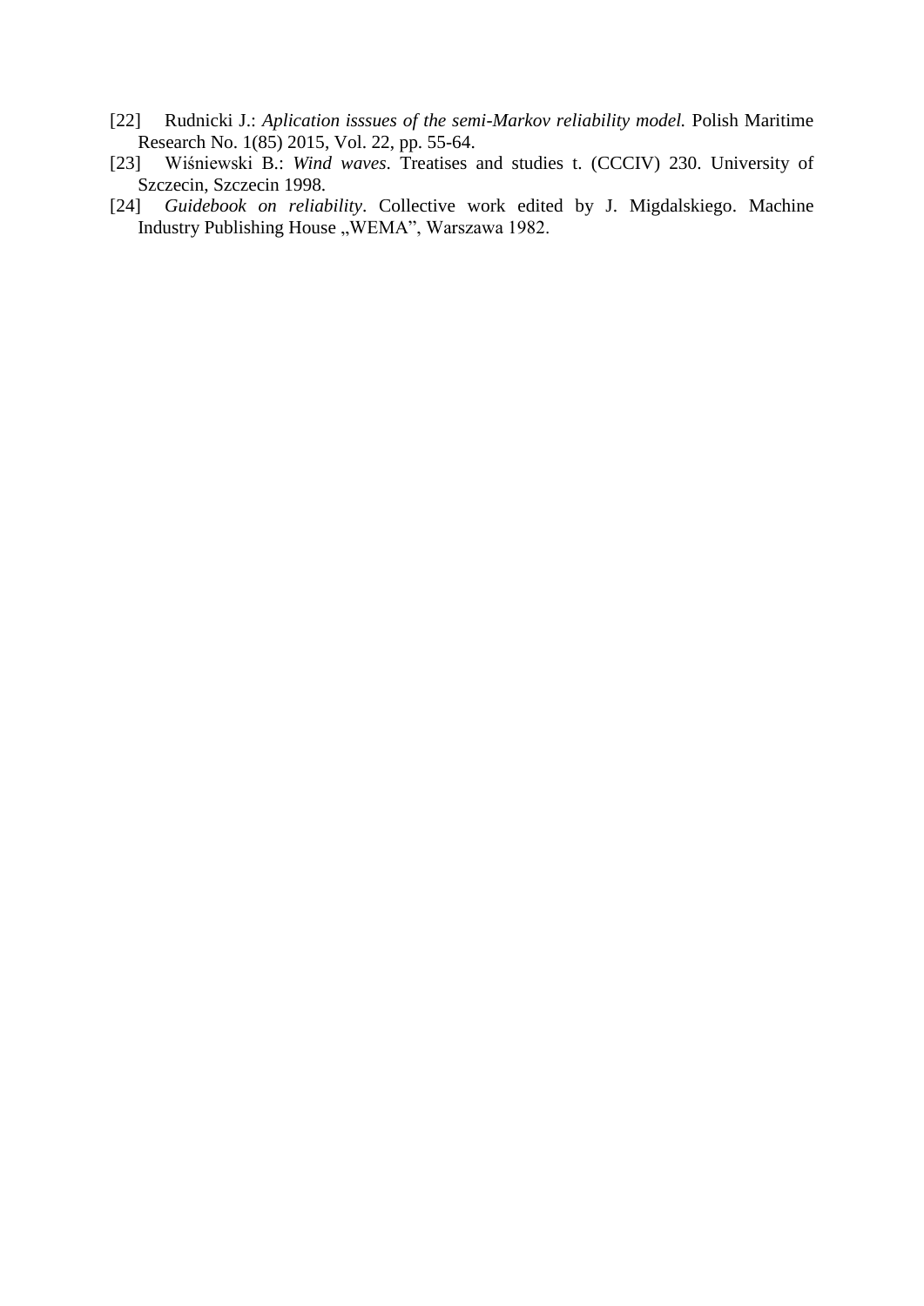[22] Rudnicki J.: *Aplication isssues of the semi-Markov reliability model.* Polish Maritime Research No. 1(85) 2015, Vol. 22, pp. 55-64.

[23] Wiśniewski B.: *Wind waves*. Treatises and studies t. (CCCIV) 230. University of Szczecin, Szczecin 1998.

[24] *Guidebook on reliability*. Collective work edited by J. Migdalskiego. Machine Industry Publishing House „WEMA", Warszawa 1982.